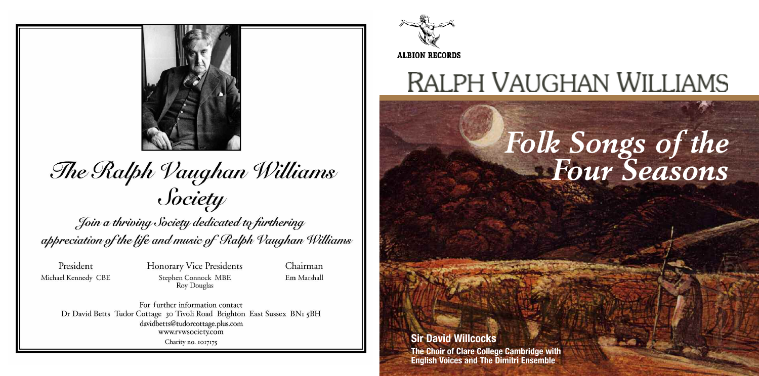# The Ralph Vaughan Williams Society

*Join a thriving Society dedicated to furthering appreciation of the life and music of Ralph Vaughan Williams*

President
Michael Kennedy CBE

Honorary Vice Presidents
Stephen Connock MBE
Roy Douglas

Chairman
Em Marshall

For further information contact
Dr David Betts Tudor Cottage 30 Tivoli Road Brighton East Sussex BN1 5BH
davidbetts@tudorcottage.plus.com
www.rvwsociety.com
Charity no. 1017175

ALBION RECORDS

# RALPH VAUGHAN WILLIAMS

## *Folk Songs of the Four Seasons*

**Sir David Willcocks**

**The Choir of Clare College Cambridge with English Voices and The Dimitri Ensemble**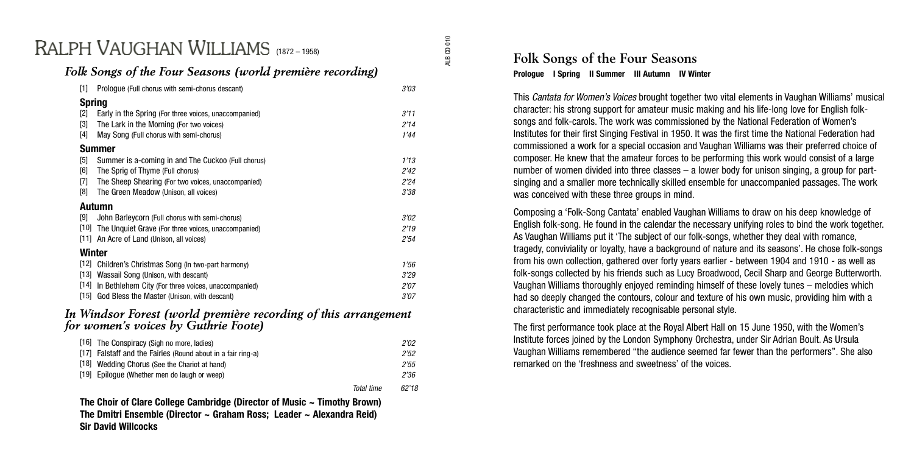# RALPH VAUGHAN WILLIAMS (1872 – 1958)

## *Folk Songs of the Four Seasons (world première recording)*

| | | |
|---|---|---|
| [1] | Prologue (Full chorus with semi-chorus descant) | 3'03 |
| **Spring** | | |
| [2] | Early in the Spring (For three voices, unaccompanied) | 3'11 |
| [3] | The Lark in the Morning (For two voices) | 2'14 |
| [4] | May Song (Full chorus with semi-chorus) | 1'44 |
| **Summer** | | |
| [5] | Summer is a-coming in and The Cuckoo (Full chorus) | 1'13 |
| [6] | The Sprig of Thyme (Full chorus) | 2'42 |
| [7] | The Sheep Shearing (For two voices, unaccompanied) | 2'24 |
| [8] | The Green Meadow (Unison, all voices) | 3'38 |
| **Autumn** | | |
| [9] | John Barleycorn (Full chorus with semi-chorus) | 3'02 |
| [10] | The Unquiet Grave (For three voices, unaccompanied) | 2'19 |
| [11] | An Acre of Land (Unison, all voices) | 2'54 |
| **Winter** | | |
| [12] | Children's Christmas Song (In two-part harmony) | 1'56 |
| [13] | Wassail Song (Unison, with descant) | 3'29 |
| [14] | In Bethlehem City (For three voices, unaccompanied) | 2'07 |
| [15] | God Bless the Master (Unison, with descant) | 3'07 |

## *In Windsor Forest (world première recording of this arrangement for women's voices by Guthrie Foote)*

| | | |
|---|---|---|
| [16] | The Conspiracy (Sigh no more, ladies) | 2'02 |
| [17] | Falstaff and the Fairies (Round about in a fair ring-a) | 2'52 |
| [18] | Wedding Chorus (See the Chariot at hand) | 2'55 |
| [19] | Epilogue (Whether men do laugh or weep) | 2'36 |
| | *Total time* | 62'18 |

**The Choir of Clare College Cambridge (Director of Music ~ Timothy Brown)**
**The Dmitri Ensemble (Director ~ Graham Ross; Leader ~ Alexandra Reid)**
**Sir David Willcocks**

ALB CD 010

## Folk Songs of the Four Seasons

**Prologue I Spring II Summer III Autumn IV Winter**

This *Cantata for Women's Voices* brought together two vital elements in Vaughan Williams' musical character: his strong support for amateur music making and his life-long love for English folk-songs and folk-carols. The work was commissioned by the National Federation of Women's Institutes for their first Singing Festival in 1950. It was the first time the National Federation had commissioned a work for a special occasion and Vaughan Williams was their preferred choice of composer. He knew that the amateur forces to be performing this work would consist of a large number of women divided into three classes – a lower body for unison singing, a group for part-singing and a smaller more technically skilled ensemble for unaccompanied passages. The work was conceived with these three groups in mind.

Composing a 'Folk-Song Cantata' enabled Vaughan Williams to draw on his deep knowledge of English folk-song. He found in the calendar the necessary unifying roles to bind the work together. As Vaughan Williams put it 'The subject of our folk-songs, whether they deal with romance, tragedy, conviviality or loyalty, have a background of nature and its seasons'. He chose folk-songs from his own collection, gathered over forty years earlier - between 1904 and 1910 - as well as folk-songs collected by his friends such as Lucy Broadwood, Cecil Sharp and George Butterworth. Vaughan Williams thoroughly enjoyed reminding himself of these lovely tunes – melodies which had so deeply changed the contours, colour and texture of his own music, providing him with a characteristic and immediately recognisable personal style.

The first performance took place at the Royal Albert Hall on 15 June 1950, with the Women's Institute forces joined by the London Symphony Orchestra, under Sir Adrian Boult. As Ursula Vaughan Williams remembered "the audience seemed far fewer than the performers". She also remarked on the 'freshness and sweetness' of the voices.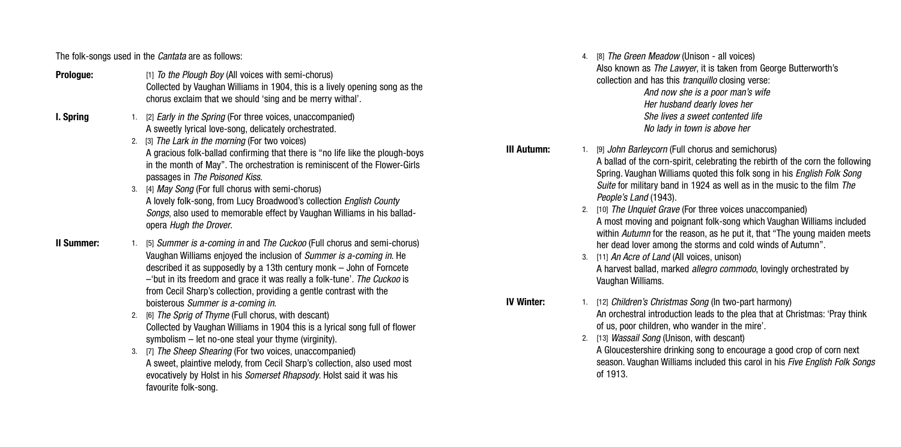The folk-songs used in the *Cantata* are as follows:

**Prologue:**

[1] *To the Plough Boy* (All voices with semi-chorus)
Collected by Vaughan Williams in 1904, this is a lively opening song as the chorus exclaim that we should 'sing and be merry withal'.

**I. Spring**

1. [2] *Early in the Spring* (For three voices, unaccompanied)
A sweetly lyrical love-song, delicately orchestrated.
2. [3] *The Lark in the morning* (For two voices)
A gracious folk-ballad confirming that there is "no life like the plough-boys in the month of May". The orchestration is reminiscent of the Flower-Girls passages in *The Poisoned Kiss*.
3. [4] *May Song* (For full chorus with semi-chorus)
A lovely folk-song, from Lucy Broadwood's collection *English County Songs*, also used to memorable effect by Vaughan Williams in his ballad-opera *Hugh the Drover*.

**II Summer:**

1. [5] *Summer is a-coming in* and *The Cuckoo* (Full chorus and semi-chorus)
Vaughan Williams enjoyed the inclusion of *Summer is a-coming in*. He described it as supposedly by a 13th century monk – John of Forncete –'but in its freedom and grace it was really a folk-tune'. *The Cuckoo* is from Cecil Sharp's collection, providing a gentle contrast with the boisterous *Summer is a-coming in*.
2. [6] *The Sprig of Thyme* (Full chorus, with descant)
Collected by Vaughan Williams in 1904 this is a lyrical song full of flower symbolism – let no-one steal your thyme (virginity).
3. [7] *The Sheep Shearing* (For two voices, unaccompanied)
A sweet, plaintive melody, from Cecil Sharp's collection, also used most evocatively by Holst in his *Somerset Rhapsody*. Holst said it was his favourite folk-song.
4. [8] *The Green Meadow* (Unison - all voices)
Also known as *The Lawyer*, it is taken from George Butterworth's collection and has this *tranquillo* closing verse:

   *And now she is a poor man's wife*
   *Her husband dearly loves her*
   *She lives a sweet contented life*
   *No lady in town is above her*

**III Autumn:**

1. [9] *John Barleycorn* (Full chorus and semichorus)
A ballad of the corn-spirit, celebrating the rebirth of the corn the following Spring. Vaughan Williams quoted this folk song in his *English Folk Song Suite* for military band in 1924 as well as in the music to the film *The People's Land* (1943).
2. [10] *The Unquiet Grave* (For three voices unaccompanied)
A most moving and poignant folk-song which Vaughan Williams included within *Autumn* for the reason, as he put it, that "The young maiden meets her dead lover among the storms and cold winds of Autumn".
3. [11] *An Acre of Land* (All voices, unison)
A harvest ballad, marked *allegro commodo*, lovingly orchestrated by Vaughan Williams.

**IV Winter:**

1. [12] *Children's Christmas Song* (In two-part harmony)
An orchestral introduction leads to the plea that at Christmas: 'Pray think of us, poor children, who wander in the mire'.
2. [13] *Wassail Song* (Unison, with descant)
A Gloucestershire drinking song to encourage a good crop of corn next season. Vaughan Williams included this carol in his *Five English Folk Songs* of 1913.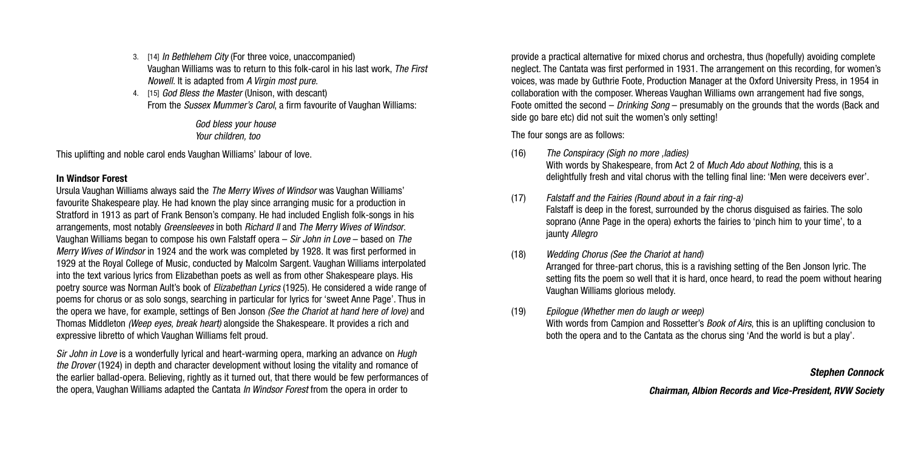3. [14] *In Bethlehem City* (For three voice, unaccompanied)
   Vaughan Williams was to return to this folk-carol in his last work, *The First Nowell*. It is adapted from *A Virgin most pure*.
4. [15] *God Bless the Master* (Unison, with descant)
   From the *Sussex Mummer's Carol*, a firm favourite of Vaughan Williams:

   *God bless your house*
   *Your children, too*

This uplifting and noble carol ends Vaughan Williams' labour of love.

**In Windsor Forest**

Ursula Vaughan Williams always said the *The Merry Wives of Windsor* was Vaughan Williams' favourite Shakespeare play. He had known the play since arranging music for a production in Stratford in 1913 as part of Frank Benson's company. He had included English folk-songs in his arrangements, most notably *Greensleeves* in both *Richard II* and *The Merry Wives of Windsor*. Vaughan Williams began to compose his own Falstaff opera – *Sir John in Love* – based on *The Merry Wives of Windsor* in 1924 and the work was completed by 1928. It was first performed in 1929 at the Royal College of Music, conducted by Malcolm Sargent. Vaughan Williams interpolated into the text various lyrics from Elizabethan poets as well as from other Shakespeare plays. His poetry source was Norman Ault's book of *Elizabethan Lyrics* (1925). He considered a wide range of poems for chorus or as solo songs, searching in particular for lyrics for 'sweet Anne Page'. Thus in the opera we have, for example, settings of Ben Jonson *(See the Chariot at hand here of love)* and Thomas Middleton *(Weep eyes, break heart)* alongside the Shakespeare. It provides a rich and expressive libretto of which Vaughan Williams felt proud.

*Sir John in Love* is a wonderfully lyrical and heart-warming opera, marking an advance on *Hugh the Drover* (1924) in depth and character development without losing the vitality and romance of the earlier ballad-opera. Believing, rightly as it turned out, that there would be few performances of the opera, Vaughan Williams adapted the Cantata *In Windsor Forest* from the opera in order to provide a practical alternative for mixed chorus and orchestra, thus (hopefully) avoiding complete neglect. The Cantata was first performed in 1931. The arrangement on this recording, for women's voices, was made by Guthrie Foote, Production Manager at the Oxford University Press, in 1954 in collaboration with the composer. Whereas Vaughan Williams own arrangement had five songs, Foote omitted the second – *Drinking Song* – presumably on the grounds that the words (Back and side go bare etc) did not suit the women's only setting!

The four songs are as follows:

(16) *The Conspiracy (Sigh no more ,ladies)*
With words by Shakespeare, from Act 2 of *Much Ado about Nothing*, this is a delightfully fresh and vital chorus with the telling final line: 'Men were deceivers ever'.

(17) *Falstaff and the Fairies (Round about in a fair ring-a)*
Falstaff is deep in the forest, surrounded by the chorus disguised as fairies. The solo soprano (Anne Page in the opera) exhorts the fairies to 'pinch him to your time', to a jaunty *Allegro*

(18) *Wedding Chorus (See the Chariot at hand)*
Arranged for three-part chorus, this is a ravishing setting of the Ben Jonson lyric. The setting fits the poem so well that it is hard, once heard, to read the poem without hearing Vaughan Williams glorious melody.

(19) *Epilogue (Whether men do laugh or weep)*
With words from Campion and Rossetter's *Book of Airs*, this is an uplifting conclusion to both the opera and to the Cantata as the chorus sing 'And the world is but a play'.

***Stephen Connock***

***Chairman, Albion Records and Vice-President, RVW Society***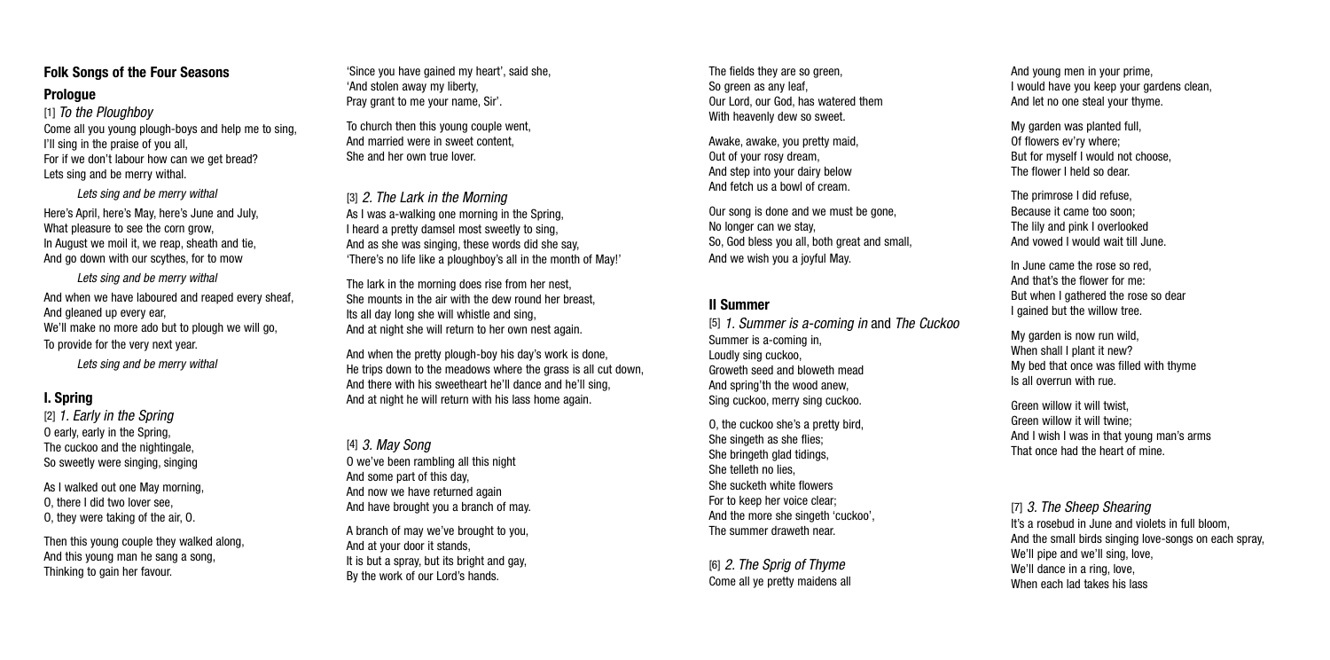## Folk Songs of the Four Seasons

### Prologue

[1] *To the Ploughboy*

Come all you young plough-boys and help me to sing,
I'll sing in the praise of you all,
For if we don't labour how can we get bread?
Lets sing and be merry withal.

*Lets sing and be merry withal*

Here's April, here's May, here's June and July,
What pleasure to see the corn grow,
In August we moil it, we reap, sheath and tie,
And go down with our scythes, for to mow

*Lets sing and be merry withal*

And when we have laboured and reaped every sheaf,
And gleaned up every ear,
We'll make no more ado but to plough we will go,
To provide for the very next year.

*Lets sing and be merry withal*

### I. Spring

[2] *1. Early in the Spring*

O early, early in the Spring,
The cuckoo and the nightingale,
So sweetly were singing, singing

As I walked out one May morning,
O, there I did two lover see,
O, they were taking of the air, O.

Then this young couple they walked along,
And this young man he sang a song,
Thinking to gain her favour.

'Since you have gained my heart', said she,
'And stolen away my liberty,
Pray grant to me your name, Sir'.

To church then this young couple went,
And married were in sweet content,
She and her own true lover.

[3] *2. The Lark in the Morning*

As I was a-walking one morning in the Spring,
I heard a pretty damsel most sweetly to sing,
And as she was singing, these words did she say,
'There's no life like a ploughboy's all in the month of May!'

The lark in the morning does rise from her nest,
She mounts in the air with the dew round her breast,
Its all day long she will whistle and sing,
And at night she will return to her own nest again.

And when the pretty plough-boy his day's work is done,
He trips down to the meadows where the grass is all cut down,
And there with his sweetheart he'll dance and he'll sing,
And at night he will return with his lass home again.

[4] *3. May Song*

O we've been rambling all this night
And some part of this day,
And now we have returned again
And have brought you a branch of may.

A branch of may we've brought to you,
And at your door it stands,
It is but a spray, but its bright and gay,
By the work of our Lord's hands.

The fields they are so green,
So green as any leaf,
Our Lord, our God, has watered them
With heavenly dew so sweet.

Awake, awake, you pretty maid,
Out of your rosy dream,
And step into your dairy below
And fetch us a bowl of cream.

Our song is done and we must be gone,
No longer can we stay,
So, God bless you all, both great and small,
And we wish you a joyful May.

### II Summer

[5] *1. Summer is a-coming in* and *The Cuckoo*

Summer is a-coming in,
Loudly sing cuckoo,
Groweth seed and bloweth mead
And spring'th the wood anew,
Sing cuckoo, merry sing cuckoo.

O, the cuckoo she's a pretty bird,
She singeth as she flies;
She bringeth glad tidings,
She telleth no lies,
She sucketh white flowers
For to keep her voice clear;
And the more she singeth 'cuckoo',
The summer draweth near.

[6] *2. The Sprig of Thyme*

Come all ye pretty maidens all
And young men in your prime,
I would have you keep your gardens clean,
And let no one steal your thyme.

My garden was planted full,
Of flowers ev'ry where;
But for myself I would not choose,
The flower I held so dear.

The primrose I did refuse,
Because it came too soon;
The lily and pink I overlooked
And vowed I would wait till June.

In June came the rose so red,
And that's the flower for me:
But when I gathered the rose so dear
I gained but the willow tree.

My garden is now run wild,
When shall I plant it new?
My bed that once was filled with thyme
Is all overrun with rue.

Green willow it will twist,
Green willow it will twine;
And I wish I was in that young man's arms
That once had the heart of mine.

[7] *3. The Sheep Shearing*

It's a rosebud in June and violets in full bloom,
And the small birds singing love-songs on each spray,
We'll pipe and we'll sing, love,
We'll dance in a ring, love,
When each lad takes his lass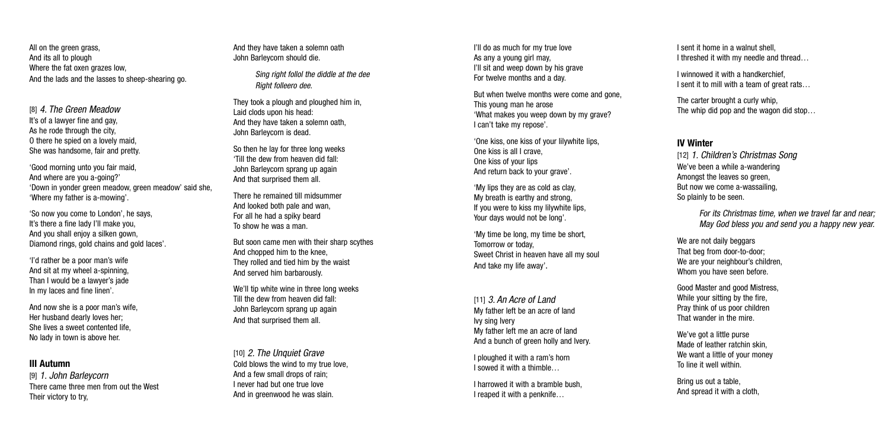All on the green grass,
And its all to plough
Where the fat oxen grazes low,
And the lads and the lasses to sheep-shearing go.

[8] *4. The Green Meadow*
It's of a lawyer fine and gay,
As he rode through the city,
O there he spied on a lovely maid,
She was handsome, fair and pretty.

'Good morning unto you fair maid,
And where are you a-going?'
'Down in yonder green meadow, green meadow' said she,
'Where my father is a-mowing'.

'So now you come to London', he says,
It's there a fine lady I'll make you,
And you shall enjoy a silken gown,
Diamond rings, gold chains and gold laces'.

'I'd rather be a poor man's wife
And sit at my wheel a-spinning,
Than I would be a lawyer's jade
In my laces and fine linen'.

And now she is a poor man's wife,
Her husband dearly loves her;
She lives a sweet contented life,
No lady in town is above her.

## III Autumn

[9] *1. John Barleycorn*
There came three men from out the West
Their victory to try,
And they have taken a solemn oath
John Barleycorn should die.

> *Sing right follol the diddle at the dee*
> *Right folleero dee.*

They took a plough and ploughed him in,
Laid clods upon his head:
And they have taken a solemn oath,
John Barleycorn is dead.

So then he lay for three long weeks
'Till the dew from heaven did fall:
John Barleycorn sprang up again
And that surprised them all.

There he remained till midsummer
And looked both pale and wan,
For all he had a spiky beard
To show he was a man.

But soon came men with their sharp scythes
And chopped him to the knee,
They rolled and tied him by the waist
And served him barbarously.

We'll tip white wine in three long weeks
Till the dew from heaven did fall:
John Barleycorn sprang up again
And that surprised them all.

[10] *2. The Unquiet Grave*
Cold blows the wind to my true love,
And a few small drops of rain;
I never had but one true love
And in greenwood he was slain.

I'll do as much for my true love
As any a young girl may,
I'll sit and weep down by his grave
For twelve months and a day.

But when twelve months were come and gone,
This young man he arose
'What makes you weep down by my grave?
I can't take my repose'.

'One kiss, one kiss of your lilywhite lips,
One kiss is all I crave,
One kiss of your lips
And return back to your grave'.

'My lips they are as cold as clay,
My breath is earthy and strong,
If you were to kiss my lilywhite lips,
Your days would not be long'.

'My time be long, my time be short,
Tomorrow or today,
Sweet Christ in heaven have all my soul
And take my life away'.

[11] *3. An Acre of Land*
My father left be an acre of land
Ivy sing Ivery
My father left me an acre of land
And a bunch of green holly and Ivery.

I ploughed it with a ram's horn
I sowed it with a thimble…

I harrowed it with a bramble bush,
I reaped it with a penknife…

I sent it home in a walnut shell,
I threshed it with my needle and thread…

I winnowed it with a handkerchief,
I sent it to mill with a team of great rats…

The carter brought a curly whip,
The whip did pop and the wagon did stop…

## IV Winter

[12] *1. Children's Christmas Song*
We've been a while a-wandering
Amongst the leaves so green,
But now we come a-wassailing,
So plainly to be seen.

> *For its Christmas time, when we travel far and near;*
> *May God bless you and send you a happy new year.*

We are not daily beggars
That beg from door-to-door;
We are your neighbour's children,
Whom you have seen before.

Good Master and good Mistress,
While your sitting by the fire,
Pray think of us poor children
That wander in the mire.

We've got a little purse
Made of leather ratchin skin,
We want a little of your money
To line it well within.

Bring us out a table,
And spread it with a cloth,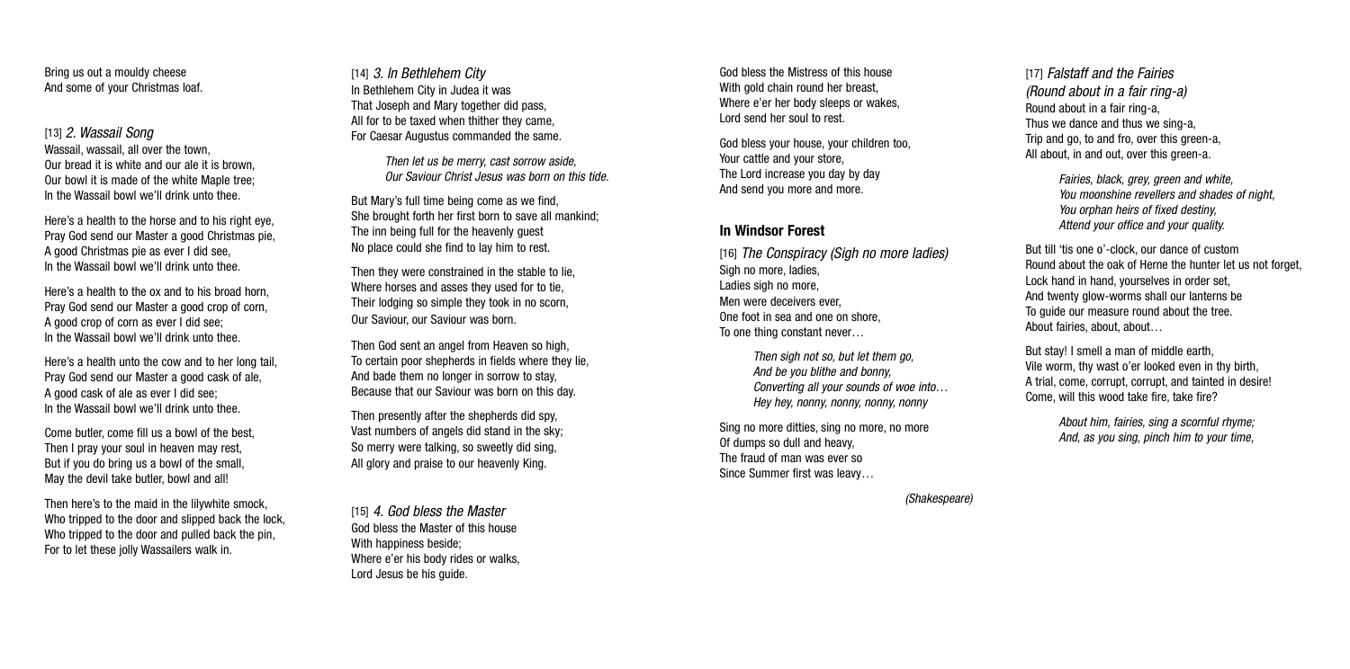Bring us out a mouldy cheese
And some of your Christmas loaf.

[13] *2. Wassail Song*
Wassail, wassail, all over the town,
Our bread it is white and our ale it is brown,
Our bowl it is made of the white Maple tree;
In the Wassail bowl we'll drink unto thee.

Here's a health to the horse and to his right eye,
Pray God send our Master a good Christmas pie,
A good Christmas pie as ever I did see,
In the Wassail bowl we'll drink unto thee.

Here's a health to the ox and to his broad horn,
Pray God send our Master a good crop of corn,
A good crop of corn as ever I did see;
In the Wassail bowl we'll drink unto thee.

Here's a health unto the cow and to her long tail,
Pray God send our Master a good cask of ale,
A good cask of ale as ever I did see;
In the Wassail bowl we'll drink unto thee.

Come butler, come fill us a bowl of the best,
Then I pray your soul in heaven may rest,
But if you do bring us a bowl of the small,
May the devil take butler, bowl and all!

Then here's to the maid in the lilywhite smock,
Who tripped to the door and slipped back the lock,
Who tripped to the door and pulled back the pin,
For to let these jolly Wassailers walk in.

[14] *3. In Bethlehem City*
In Bethlehem City in Judea it was
That Joseph and Mary together did pass,
All for to be taxed when thither they came,
For Caesar Augustus commanded the same.

> *Then let us be merry, cast sorrow aside,*
> *Our Saviour Christ Jesus was born on this tide.*

But Mary's full time being come as we find,
She brought forth her first born to save all mankind;
The inn being full for the heavenly guest
No place could she find to lay him to rest.

Then they were constrained in the stable to lie,
Where horses and asses they used for to tie,
Their lodging so simple they took in no scorn,
Our Saviour, our Saviour was born.

Then God sent an angel from Heaven so high,
To certain poor shepherds in fields where they lie,
And bade them no longer in sorrow to stay,
Because that our Saviour was born on this day.

Then presently after the shepherds did spy,
Vast numbers of angels did stand in the sky;
So merry were talking, so sweetly did sing,
All glory and praise to our heavenly King.

[15] *4. God bless the Master*
God bless the Master of this house
With happiness beside;
Where e'er his body rides or walks,
Lord Jesus be his guide.

God bless the Mistress of this house
With gold chain round her breast,
Where e'er her body sleeps or wakes,
Lord send her soul to rest.

God bless your house, your children too,
Your cattle and your store,
The Lord increase you day by day
And send you more and more.

## In Windsor Forest

[16] *The Conspiracy (Sigh no more ladies)*
Sigh no more, ladies,
Ladies sigh no more,
Men were deceivers ever,
One foot in sea and one on shore,
To one thing constant never…

> *Then sigh not so, but let them go,*
> *And be you blithe and bonny,*
> *Converting all your sounds of woe into…*
> *Hey hey, nonny, nonny, nonny, nonny*

Sing no more ditties, sing no more, no more
Of dumps so dull and heavy,
The fraud of man was ever so
Since Summer first was leavy…

*(Shakespeare)*

[17] *Falstaff and the Fairies*
*(Round about in a fair ring-a)*
Round about in a fair ring-a,
Thus we dance and thus we sing-a,
Trip and go, to and fro, over this green-a,
All about, in and out, over this green-a.

> *Fairies, black, grey, green and white,*
> *You moonshine revellers and shades of night,*
> *You orphan heirs of fixed destiny,*
> *Attend your office and your quality.*

But till 'tis one o'-clock, our dance of custom
Round about the oak of Herne the hunter let us not forget,
Lock hand in hand, yourselves in order set,
And twenty glow-worms shall our lanterns be
To guide our measure round about the tree.
About fairies, about, about…

But stay! I smell a man of middle earth,
Vile worm, thy wast o'er looked even in thy birth,
A trial, come, corrupt, corrupt, and tainted in desire!
Come, will this wood take fire, take fire?

> *About him, fairies, sing a scornful rhyme;*
> *And, as you sing, pinch him to your time,*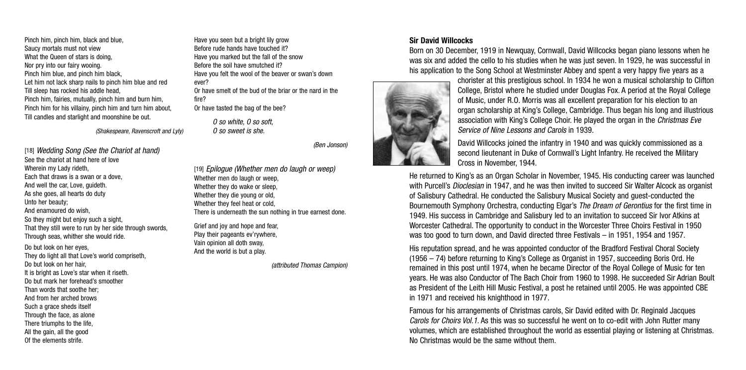Pinch him, pinch him, black and blue,
Saucy mortals must not view
What the Queen of stars is doing,
Nor pry into our fairy wooing.
Pinch him blue, and pinch him black,
Let him not lack sharp nails to pinch him blue and red
Till sleep has rocked his addle head,
Pinch him, fairies, mutually, pinch him and burn him,
Pinch him for his villainy, pinch him and turn him about,
Till candles and starlight and moonshine be out.

*(Shakespeare, Ravenscroft and Lyly)*

[18] *Wedding Song (See the Chariot at hand)*

See the chariot at hand here of love
Wherein my Lady rideth,
Each that draws is a swan or a dove,
And well the car, Love, guideth.
As she goes, all hearts do duty
Unto her beauty;
And enamoured do wish,
So they might but enjoy such a sight,
That they still were to run by her side through swords,
Through seas, whither she would ride.

Do but look on her eyes,
They do light all that Love's world compriseth,
Do but look on her hair,
It is bright as Love's star when it riseth.
Do but mark her forehead's smoother
Than words that soothe her;
And from her arched brows
Such a grace sheds itself
Through the face, as alone
There triumphs to the life,
All the gain, all the good
Of the elements strife.

Have you seen but a bright lily grow
Before rude hands have touched it?
Have you marked but the fall of the snow
Before the soil have smutched it?
Have you felt the wool of the beaver or swan's down ever?
Or have smelt of the bud of the briar or the nard in the fire?
Or have tasted the bag of the bee?

*O so white, O so soft,*
*O so sweet is she.*

*(Ben Jonson)*

[19] *Epilogue (Whether men do laugh or weep)*

Whether men do laugh or weep,
Whether they do wake or sleep,
Whether they die young or old,
Whether they feel heat or cold,
There is underneath the sun nothing in true earnest done.

Grief and joy and hope and fear,
Play their pageants ev'rywhere,
Vain opinion all doth sway,
And the world is but a play.

*(attributed Thomas Campion)*

**Sir David Willcocks**

Born on 30 December, 1919 in Newquay, Cornwall, David Willcocks began piano lessons when he was six and added the cello to his studies when he was just seven. In 1929, he was successful in his application to the Song School at Westminster Abbey and spent a very happy five years as a chorister at this prestigious school. In 1934 he won a musical scholarship to Clifton College, Bristol where he studied under Douglas Fox. A period at the Royal College of Music, under R.O. Morris was all excellent preparation for his election to an organ scholarship at King's College, Cambridge. Thus began his long and illustrious association with King's College Choir. He played the organ in the *Christmas Eve Service of Nine Lessons and Carols* in 1939.

David Willcocks joined the infantry in 1940 and was quickly commissioned as a second lieutenant in Duke of Cornwall's Light Infantry. He received the Military Cross in November, 1944.

He returned to King's as an Organ Scholar in November, 1945. His conducting career was launched with Purcell's *Dioclesian* in 1947, and he was then invited to succeed Sir Walter Alcock as organist of Salisbury Cathedral. He conducted the Salisbury Musical Society and guest-conducted the Bournemouth Symphony Orchestra, conducting Elgar's *The Dream of Gerontius* for the first time in 1949. His success in Cambridge and Salisbury led to an invitation to succeed Sir Ivor Atkins at Worcester Cathedral. The opportunity to conduct in the Worcester Three Choirs Festival in 1950 was too good to turn down, and David directed three Festivals – in 1951, 1954 and 1957.

His reputation spread, and he was appointed conductor of the Bradford Festival Choral Society (1956 – 74) before returning to King's College as Organist in 1957, succeeding Boris Ord. He remained in this post until 1974, when he became Director of the Royal College of Music for ten years. He was also Conductor of The Bach Choir from 1960 to 1998. He succeeded Sir Adrian Boult as President of the Leith Hill Music Festival, a post he retained until 2005. He was appointed CBE in 1971 and received his knighthood in 1977.

Famous for his arrangements of Christmas carols, Sir David edited with Dr. Reginald Jacques *Carols for Choirs Vol.1*. As this was so successful he went on to co-edit with John Rutter many volumes, which are established throughout the world as essential playing or listening at Christmas. No Christmas would be the same without them.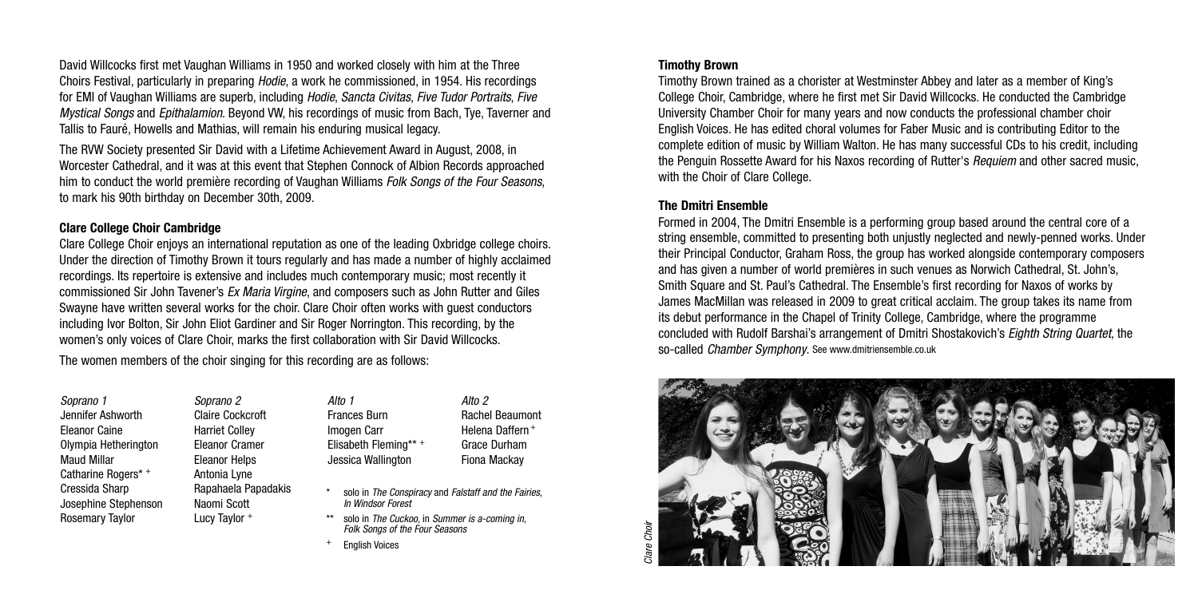David Willcocks first met Vaughan Williams in 1950 and worked closely with him at the Three Choirs Festival, particularly in preparing *Hodie*, a work he commissioned, in 1954. His recordings for EMI of Vaughan Williams are superb, including *Hodie*, *Sancta Civitas*, *Five Tudor Portraits*, *Five Mystical Songs* and *Epithalamion*. Beyond VW, his recordings of music from Bach, Tye, Taverner and Tallis to Fauré, Howells and Mathias, will remain his enduring musical legacy.

The RVW Society presented Sir David with a Lifetime Achievement Award in August, 2008, in Worcester Cathedral, and it was at this event that Stephen Connock of Albion Records approached him to conduct the world première recording of Vaughan Williams *Folk Songs of the Four Seasons*, to mark his 90th birthday on December 30th, 2009.

**Clare College Choir Cambridge**

Clare College Choir enjoys an international reputation as one of the leading Oxbridge college choirs. Under the direction of Timothy Brown it tours regularly and has made a number of highly acclaimed recordings. Its repertoire is extensive and includes much contemporary music; most recently it commissioned Sir John Tavener's *Ex Maria Virgine*, and composers such as John Rutter and Giles Swayne have written several works for the choir. Clare Choir often works with guest conductors including Ivor Bolton, Sir John Eliot Gardiner and Sir Roger Norrington. This recording, by the women's only voices of Clare Choir, marks the first collaboration with Sir David Willcocks.

The women members of the choir singing for this recording are as follows:

| *Soprano 1* | *Soprano 2* | *Alto 1* | *Alto 2* |
|---|---|---|---|
| Jennifer Ashworth | Claire Cockcroft | Frances Burn | Rachel Beaumont |
| Eleanor Caine | Harriet Colley | Imogen Carr | Helena Daffern + |
| Olympia Hetherington | Eleanor Cramer | Elisabeth Fleming** + | Grace Durham |
| Maud Millar | Eleanor Helps | Jessica Wallington | Fiona Mackay |
| Catharine Rogers* + | Antonia Lyne | | |
| Cressida Sharp | Rapahaela Papadakis | | |
| Josephine Stephenson | Naomi Scott | | |
| Rosemary Taylor | Lucy Taylor + | | |

\* solo in *The Conspiracy* and *Falstaff and the Fairies, In Windsor Forest*

** solo in *The Cuckoo*, in *Summer is a-coming in*, *Folk Songs of the Four Seasons*

\+ English Voices

**Timothy Brown**

Timothy Brown trained as a chorister at Westminster Abbey and later as a member of King's College Choir, Cambridge, where he first met Sir David Willcocks. He conducted the Cambridge University Chamber Choir for many years and now conducts the professional chamber choir English Voices. He has edited choral volumes for Faber Music and is contributing Editor to the complete edition of music by William Walton. He has many successful CDs to his credit, including the Penguin Rossette Award for his Naxos recording of Rutter's *Requiem* and other sacred music, with the Choir of Clare College.

**The Dmitri Ensemble**

Formed in 2004, The Dmitri Ensemble is a performing group based around the central core of a string ensemble, committed to presenting both unjustly neglected and newly-penned works. Under their Principal Conductor, Graham Ross, the group has worked alongside contemporary composers and has given a number of world premières in such venues as Norwich Cathedral, St. John's, Smith Square and St. Paul's Cathedral. The Ensemble's first recording for Naxos of works by James MacMillan was released in 2009 to great critical acclaim. The group takes its name from its debut performance in the Chapel of Trinity College, Cambridge, where the programme concluded with Rudolf Barshai's arrangement of Dmitri Shostakovich's *Eighth String Quartet*, the so-called *Chamber Symphony*. See www.dmitriensemble.co.uk

*Clare Choir*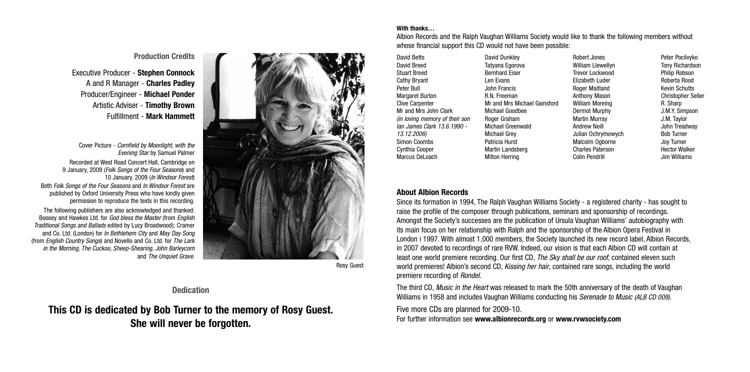### Production Credits

Executive Producer - **Stephen Connock**
A and R Manager - **Charles Padley**
Producer/Engineer - **Michael Ponder**
Artistic Adviser - **Timothy Brown**
Fulfillment - **Mark Hammett**

Cover Picture - *Cornfield by Moonlight, with the Evening Star* by Samuel Palmer

Recorded at West Road Concert Hall, Cambridge on 9 January, 2009 (*Folk Songs of the Four Seasons*) and 10 January, 2009 (*In Windsor Forest*)

Both *Folk Songs of the Four Seasons* and *In Windsor Forest* are published by Oxford University Press who have kindly given permission to reproduce the texts in this recording.

The following publishers are also acknowledged and thanked: Boosey and Hawkes Ltd. for *God bless the Master* (from *English Traditional Songs and Ballads* edited by Lucy Broadwood); Cramer and Co. Ltd. (London) for *In Bethlehem City* and *May Day Song* (from *English Country Songs*) and Novello and Co. Ltd. for *The Lark in the Morning*, *The Cuckoo*, *Sheep-Shearing*, *John Barleycorn* and *The Unquiet Grave*.

Rosy Guest

### Dedication

## This CD is dedicated by Bob Turner to the memory of Rosy Guest. She will never be forgotten.

**With thanks…**

Albion Records and the Ralph Vaughan Williams Society would like to thank the following members without whose financial support this CD would not have been possible:

David Betts
David Breed
Stuart Breed
Cathy Bryant
Peter Bull
Margaret Burton
Clive Carpenter
Mr and Mrs John Clark
*(in loving memory of their son Ian James Clark 13.6.1990 - 13.12.2006)*
Simon Coombs
Cynthia Cooper
Marcus DeLoach
David Dunkley
Tatyana Egorova
Bernhard Eiser
Len Evans
John Francis
R.N. Freeman
Mr and Mrs Michael Gainsford
Michael Goodbee
Roger Graham
Michael Greenwald
Michael Grey
Patricia Hurst
Martin Landsberg
Milton Herring
Robert Jones
William Llewellyn
Trevor Lockwood
Elizabeth Luder
Roger Maitland
Anthony Mason
William Moreing
Dermot Murphy
Martin Murray
Andrew Neill
Julian Ochrymowych
Malcolm Ogborne
Charles Paterson
Colin Pendrill
Peter Pocilvyko
Tony Richardson
Philip Robson
Roberta Rood
Kevin Schutts
Christopher Seller
R. Sharp
J.M.Y. Simpson
J.M. Taylor
John Treadway
Bob Turner
Joy Turner
Hector Walker
Jim Williams

### About Albion Records

Since its formation in 1994, The Ralph Vaughan Williams Society - a registered charity - has sought to raise the profile of the composer through publications, seminars and sponsorship of recordings. Amongst the Society's successes are the publication of Ursula Vaughan Williams' autobiography with its main focus on her relationship with Ralph and the sponsorship of the Albion Opera Festival in London i 1997. With almost 1,000 members, the Society launched its new record label, Albion Records, in 2007 devoted to recordings of rare RVW. Indeed, our vision is that each Albion CD will contain at least one world premiere recording. Our first CD, *The Sky shall be our roof*, contained eleven such world premieres! Albion's second CD, *Kissing her hair*, contained rare songs, including the world premiere recording of *Rondel*.

The third CD, *Music in the Heart* was released to mark the 50th anniversary of the death of Vaughan Williams in 1958 and includes Vaughan Williams conducting his *Serenade to Music (ALB CD 009).*

Five more CDs are planned for 2009-10.
For further information see **www.albionrecords.org** or **www.rvwsociety.com**